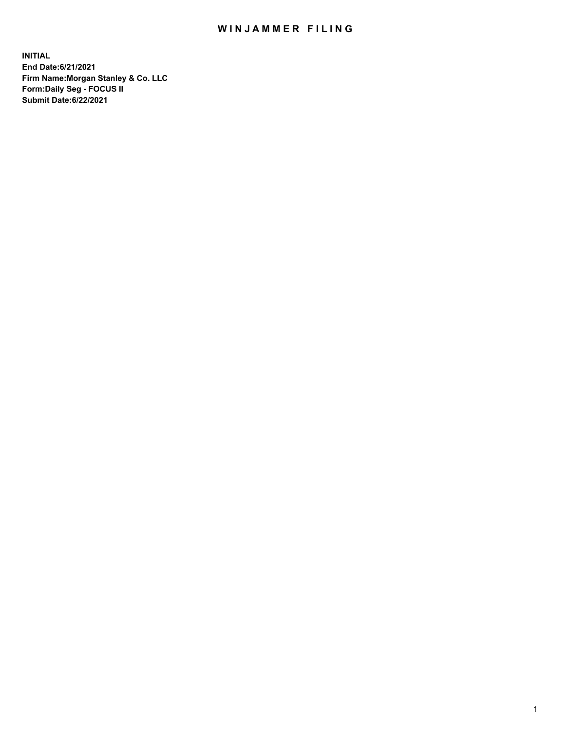# WINJAMMER FILING

**INITIAL**
**End Date:6/21/2021**
**Firm Name:Morgan Stanley & Co. LLC**
**Form:Daily Seg - FOCUS II**
**Submit Date:6/22/2021**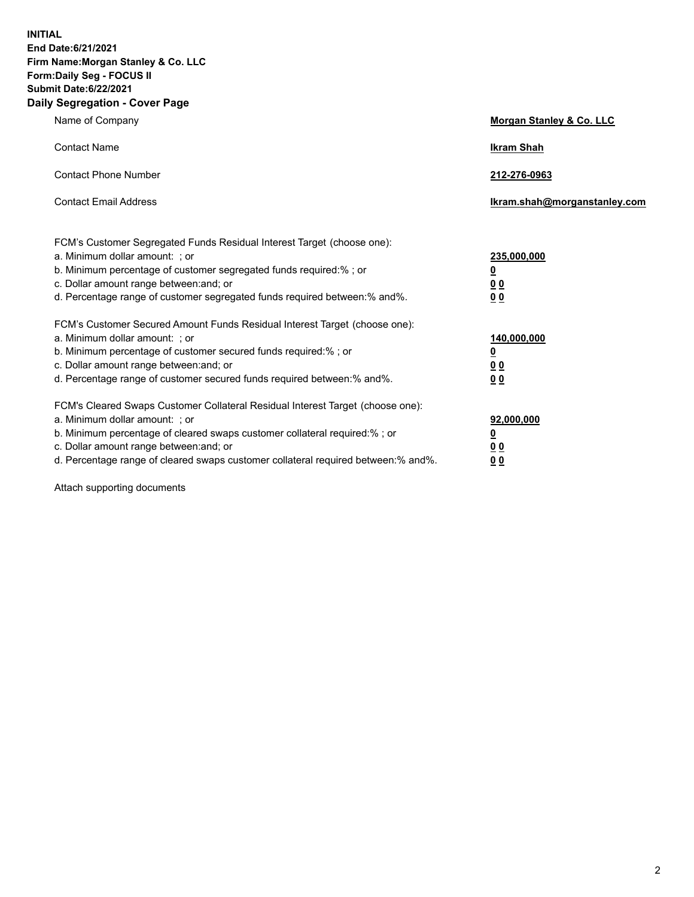**INITIAL**
**End Date:6/21/2021**
**Firm Name:Morgan Stanley & Co. LLC**
**Form:Daily Seg - FOCUS II**
**Submit Date:6/22/2021**

## Daily Segregation - Cover Page

| | |
|---|---|
| Name of Company | **Morgan Stanley & Co. LLC** |
| Contact Name | **Ikram Shah** |
| Contact Phone Number | **212-276-0963** |
| Contact Email Address | **Ikram.shah@morganstanley.com** |

FCM's Customer Segregated Funds Residual Interest Target (choose one):

| | |
|---|---|
| a. Minimum dollar amount: ; or | **235,000,000** |
| b. Minimum percentage of customer segregated funds required:% ; or | **0** |
| c. Dollar amount range between:and; or | **0 0** |
| d. Percentage range of customer segregated funds required between:% and%. | **0 0** |

FCM's Customer Secured Amount Funds Residual Interest Target (choose one):

| | |
|---|---|
| a. Minimum dollar amount: ; or | **140,000,000** |
| b. Minimum percentage of customer secured funds required:% ; or | **0** |
| c. Dollar amount range between:and; or | **0 0** |
| d. Percentage range of customer secured funds required between:% and%. | **0 0** |

FCM's Cleared Swaps Customer Collateral Residual Interest Target (choose one):

| | |
|---|---|
| a. Minimum dollar amount: ; or | **92,000,000** |
| b. Minimum percentage of cleared swaps customer collateral required:% ; or | **0** |
| c. Dollar amount range between:and; or | **0 0** |
| d. Percentage range of cleared swaps customer collateral required between:% and%. | **0 0** |

Attach supporting documents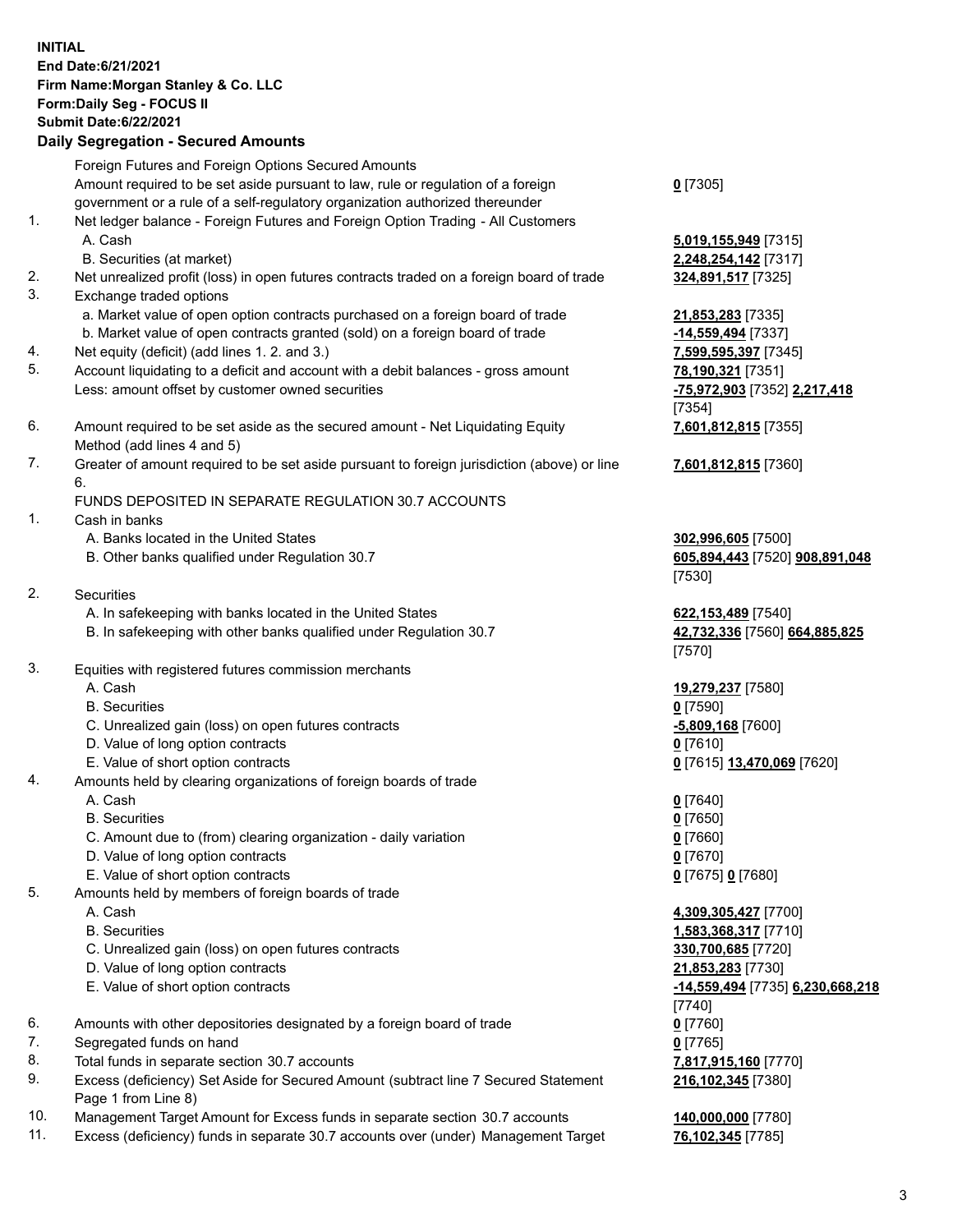**INITIAL**
**End Date:6/21/2021**
**Firm Name:Morgan Stanley & Co. LLC**
**Form:Daily Seg - FOCUS II**
**Submit Date:6/22/2021**

**Daily Segregation - Secured Amounts**

| | | |
|---|---|---|
| | Foreign Futures and Foreign Options Secured Amounts | |
| | Amount required to be set aside pursuant to law, rule or regulation of a foreign government or a rule of a self-regulatory organization authorized thereunder | **0** [7305] |
| 1. | Net ledger balance - Foreign Futures and Foreign Option Trading - All Customers | |
| | A. Cash | **5,019,155,949** [7315] |
| | B. Securities (at market) | **2,248,254,142** [7317] |
| 2. | Net unrealized profit (loss) in open futures contracts traded on a foreign board of trade | **324,891,517** [7325] |
| 3. | Exchange traded options | |
| | a. Market value of open option contracts purchased on a foreign board of trade | **21,853,283** [7335] |
| | b. Market value of open contracts granted (sold) on a foreign board of trade | **-14,559,494** [7337] |
| 4. | Net equity (deficit) (add lines 1. 2. and 3.) | **7,599,595,397** [7345] |
| 5. | Account liquidating to a deficit and account with a debit balances - gross amount | **78,190,321** [7351] |
| | Less: amount offset by customer owned securities | **-75,972,903** [7352] **2,217,418** [7354] |
| 6. | Amount required to be set aside as the secured amount - Net Liquidating Equity Method (add lines 4 and 5) | **7,601,812,815** [7355] |
| 7. | Greater of amount required to be set aside pursuant to foreign jurisdiction (above) or line 6. | **7,601,812,815** [7360] |
| | FUNDS DEPOSITED IN SEPARATE REGULATION 30.7 ACCOUNTS | |
| 1. | Cash in banks | |
| | A. Banks located in the United States | **302,996,605** [7500] |
| | B. Other banks qualified under Regulation 30.7 | **605,894,443** [7520] **908,891,048** [7530] |
| 2. | Securities | |
| | A. In safekeeping with banks located in the United States | **622,153,489** [7540] |
| | B. In safekeeping with other banks qualified under Regulation 30.7 | **42,732,336** [7560] **664,885,825** [7570] |
| 3. | Equities with registered futures commission merchants | |
| | A. Cash | **19,279,237** [7580] |
| | B. Securities | **0** [7590] |
| | C. Unrealized gain (loss) on open futures contracts | **-5,809,168** [7600] |
| | D. Value of long option contracts | **0** [7610] |
| | E. Value of short option contracts | **0** [7615] **13,470,069** [7620] |
| 4. | Amounts held by clearing organizations of foreign boards of trade | |
| | A. Cash | **0** [7640] |
| | B. Securities | **0** [7650] |
| | C. Amount due to (from) clearing organization - daily variation | **0** [7660] |
| | D. Value of long option contracts | **0** [7670] |
| | E. Value of short option contracts | **0** [7675] **0** [7680] |
| 5. | Amounts held by members of foreign boards of trade | |
| | A. Cash | **4,309,305,427** [7700] |
| | B. Securities | **1,583,368,317** [7710] |
| | C. Unrealized gain (loss) on open futures contracts | **330,700,685** [7720] |
| | D. Value of long option contracts | **21,853,283** [7730] |
| | E. Value of short option contracts | **-14,559,494** [7735] **6,230,668,218** [7740] |
| 6. | Amounts with other depositories designated by a foreign board of trade | **0** [7760] |
| 7. | Segregated funds on hand | **0** [7765] |
| 8. | Total funds in separate section 30.7 accounts | **7,817,915,160** [7770] |
| 9. | Excess (deficiency) Set Aside for Secured Amount (subtract line 7 Secured Statement Page 1 from Line 8) | **216,102,345** [7380] |
| 10. | Management Target Amount for Excess funds in separate section 30.7 accounts | **140,000,000** [7780] |
| 11. | Excess (deficiency) funds in separate 30.7 accounts over (under) Management Target | **76,102,345** [7785] |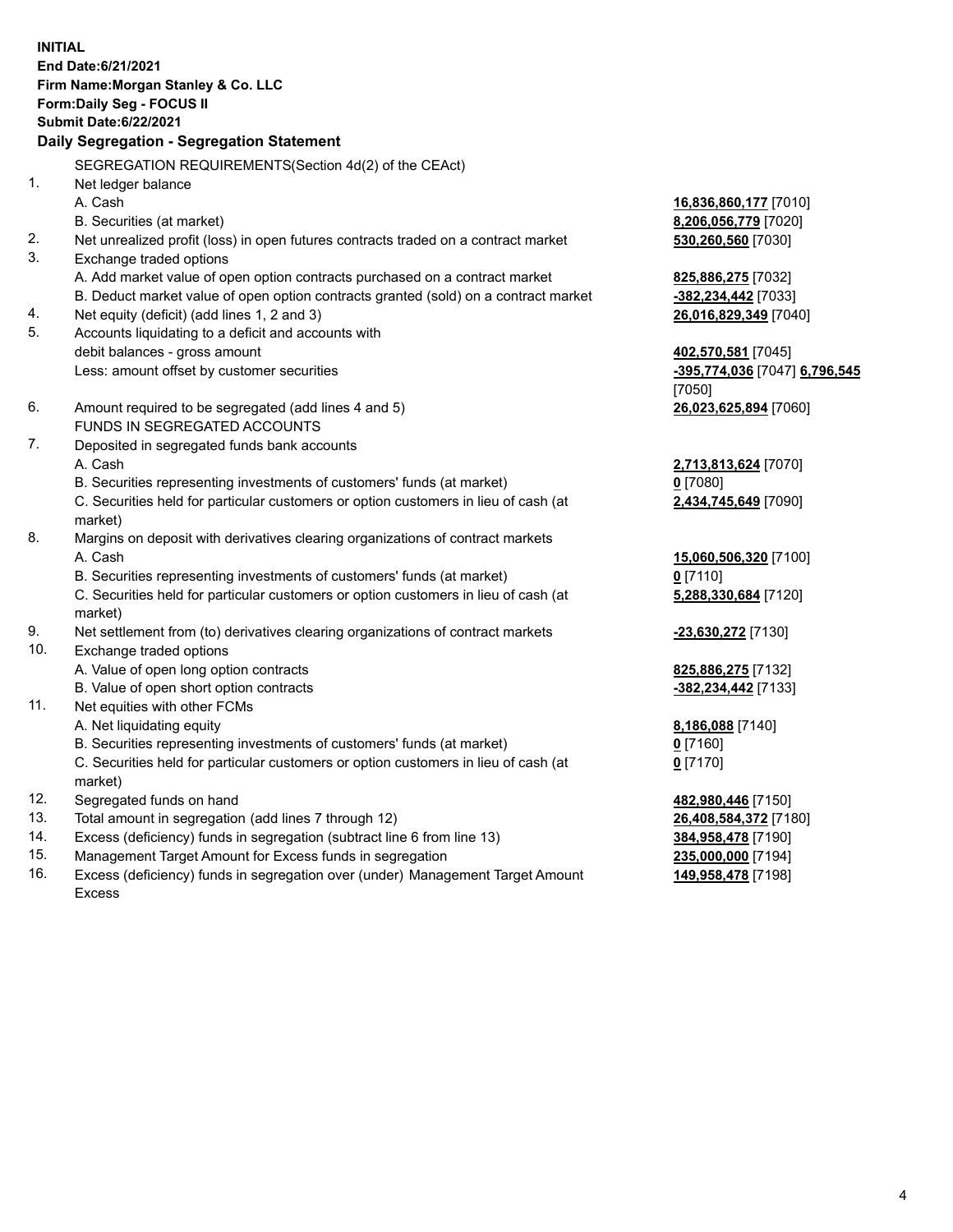**INITIAL**
**End Date:6/21/2021**
**Firm Name:Morgan Stanley & Co. LLC**
**Form:Daily Seg - FOCUS II**
**Submit Date:6/22/2021**

## Daily Segregation - Segregation Statement

SEGREGATION REQUIREMENTS(Section 4d(2) of the CEAct)

| | | |
|---|---|---|
| 1. | Net ledger balance | |
| | A. Cash | **16,836,860,177** [7010] |
| | B. Securities (at market) | **8,206,056,779** [7020] |
| 2. | Net unrealized profit (loss) in open futures contracts traded on a contract market | **530,260,560** [7030] |
| 3. | Exchange traded options | |
| | A. Add market value of open option contracts purchased on a contract market | **825,886,275** [7032] |
| | B. Deduct market value of open option contracts granted (sold) on a contract market | **-382,234,442** [7033] |
| 4. | Net equity (deficit) (add lines 1, 2 and 3) | **26,016,829,349** [7040] |
| 5. | Accounts liquidating to a deficit and accounts with debit balances - gross amount | **402,570,581** [7045] |
| | Less: amount offset by customer securities | **-395,774,036** [7047] **6,796,545** [7050] |
| 6. | Amount required to be segregated (add lines 4 and 5) | **26,023,625,894** [7060] |
| | FUNDS IN SEGREGATED ACCOUNTS | |
| 7. | Deposited in segregated funds bank accounts | |
| | A. Cash | **2,713,813,624** [7070] |
| | B. Securities representing investments of customers' funds (at market) | **0** [7080] |
| | C. Securities held for particular customers or option customers in lieu of cash (at market) | **2,434,745,649** [7090] |
| 8. | Margins on deposit with derivatives clearing organizations of contract markets | |
| | A. Cash | **15,060,506,320** [7100] |
| | B. Securities representing investments of customers' funds (at market) | **0** [7110] |
| | C. Securities held for particular customers or option customers in lieu of cash (at market) | **5,288,330,684** [7120] |
| 9. | Net settlement from (to) derivatives clearing organizations of contract markets | **-23,630,272** [7130] |
| 10. | Exchange traded options | |
| | A. Value of open long option contracts | **825,886,275** [7132] |
| | B. Value of open short option contracts | **-382,234,442** [7133] |
| 11. | Net equities with other FCMs | |
| | A. Net liquidating equity | **8,186,088** [7140] |
| | B. Securities representing investments of customers' funds (at market) | **0** [7160] |
| | C. Securities held for particular customers or option customers in lieu of cash (at market) | **0** [7170] |
| 12. | Segregated funds on hand | **482,980,446** [7150] |
| 13. | Total amount in segregation (add lines 7 through 12) | **26,408,584,372** [7180] |
| 14. | Excess (deficiency) funds in segregation (subtract line 6 from line 13) | **384,958,478** [7190] |
| 15. | Management Target Amount for Excess funds in segregation | **235,000,000** [7194] |
| 16. | Excess (deficiency) funds in segregation over (under) Management Target Amount Excess | **149,958,478** [7198] |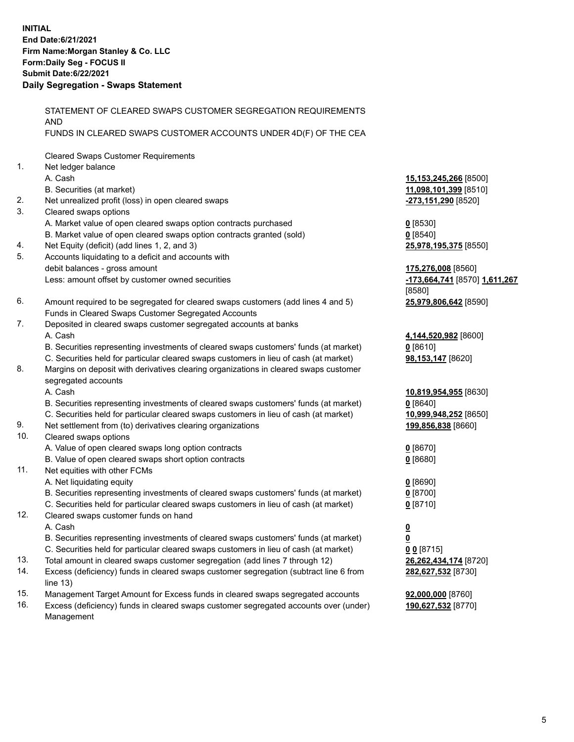**INITIAL**
**End Date:6/21/2021**
**Firm Name:Morgan Stanley & Co. LLC**
**Form:Daily Seg - FOCUS II**
**Submit Date:6/22/2021**
**Daily Segregation - Swaps Statement**

STATEMENT OF CLEARED SWAPS CUSTOMER SEGREGATION REQUIREMENTS AND FUNDS IN CLEARED SWAPS CUSTOMER ACCOUNTS UNDER 4D(F) OF THE CEA

| | | |
|---|---|---|
| | Cleared Swaps Customer Requirements | |
| 1. | Net ledger balance | |
| | A. Cash | **15,153,245,266** [8500] |
| | B. Securities (at market) | **11,098,101,399** [8510] |
| 2. | Net unrealized profit (loss) in open cleared swaps | **-273,151,290** [8520] |
| 3. | Cleared swaps options | |
| | A. Market value of open cleared swaps option contracts purchased | **0** [8530] |
| | B. Market value of open cleared swaps option contracts granted (sold) | **0** [8540] |
| 4. | Net Equity (deficit) (add lines 1, 2, and 3) | **25,978,195,375** [8550] |
| 5. | Accounts liquidating to a deficit and accounts with debit balances - gross amount | **175,276,008** [8560] |
| | Less: amount offset by customer owned securities | **-173,664,741** [8570] **1,611,267** [8580] |
| 6. | Amount required to be segregated for cleared swaps customers (add lines 4 and 5) | **25,979,806,642** [8590] |
| | Funds in Cleared Swaps Customer Segregated Accounts | |
| 7. | Deposited in cleared swaps customer segregated accounts at banks | |
| | A. Cash | **4,144,520,982** [8600] |
| | B. Securities representing investments of cleared swaps customers' funds (at market) | **0** [8610] |
| | C. Securities held for particular cleared swaps customers in lieu of cash (at market) | **98,153,147** [8620] |
| 8. | Margins on deposit with derivatives clearing organizations in cleared swaps customer segregated accounts | |
| | A. Cash | **10,819,954,955** [8630] |
| | B. Securities representing investments of cleared swaps customers' funds (at market) | **0** [8640] |
| | C. Securities held for particular cleared swaps customers in lieu of cash (at market) | **10,999,948,252** [8650] |
| 9. | Net settlement from (to) derivatives clearing organizations | **199,856,838** [8660] |
| 10. | Cleared swaps options | |
| | A. Value of open cleared swaps long option contracts | **0** [8670] |
| | B. Value of open cleared swaps short option contracts | **0** [8680] |
| 11. | Net equities with other FCMs | |
| | A. Net liquidating equity | **0** [8690] |
| | B. Securities representing investments of cleared swaps customers' funds (at market) | **0** [8700] |
| | C. Securities held for particular cleared swaps customers in lieu of cash (at market) | **0** [8710] |
| 12. | Cleared swaps customer funds on hand | |
| | A. Cash | **0** |
| | B. Securities representing investments of cleared swaps customers' funds (at market) | **0** |
| | C. Securities held for particular cleared swaps customers in lieu of cash (at market) | **0** **0** [8715] |
| 13. | Total amount in cleared swaps customer segregation (add lines 7 through 12) | **26,262,434,174** [8720] |
| 14. | Excess (deficiency) funds in cleared swaps customer segregation (subtract line 6 from line 13) | **282,627,532** [8730] |
| 15. | Management Target Amount for Excess funds in cleared swaps segregated accounts | **92,000,000** [8760] |
| 16. | Excess (deficiency) funds in cleared swaps customer segregated accounts over (under) Management | **190,627,532** [8770] |